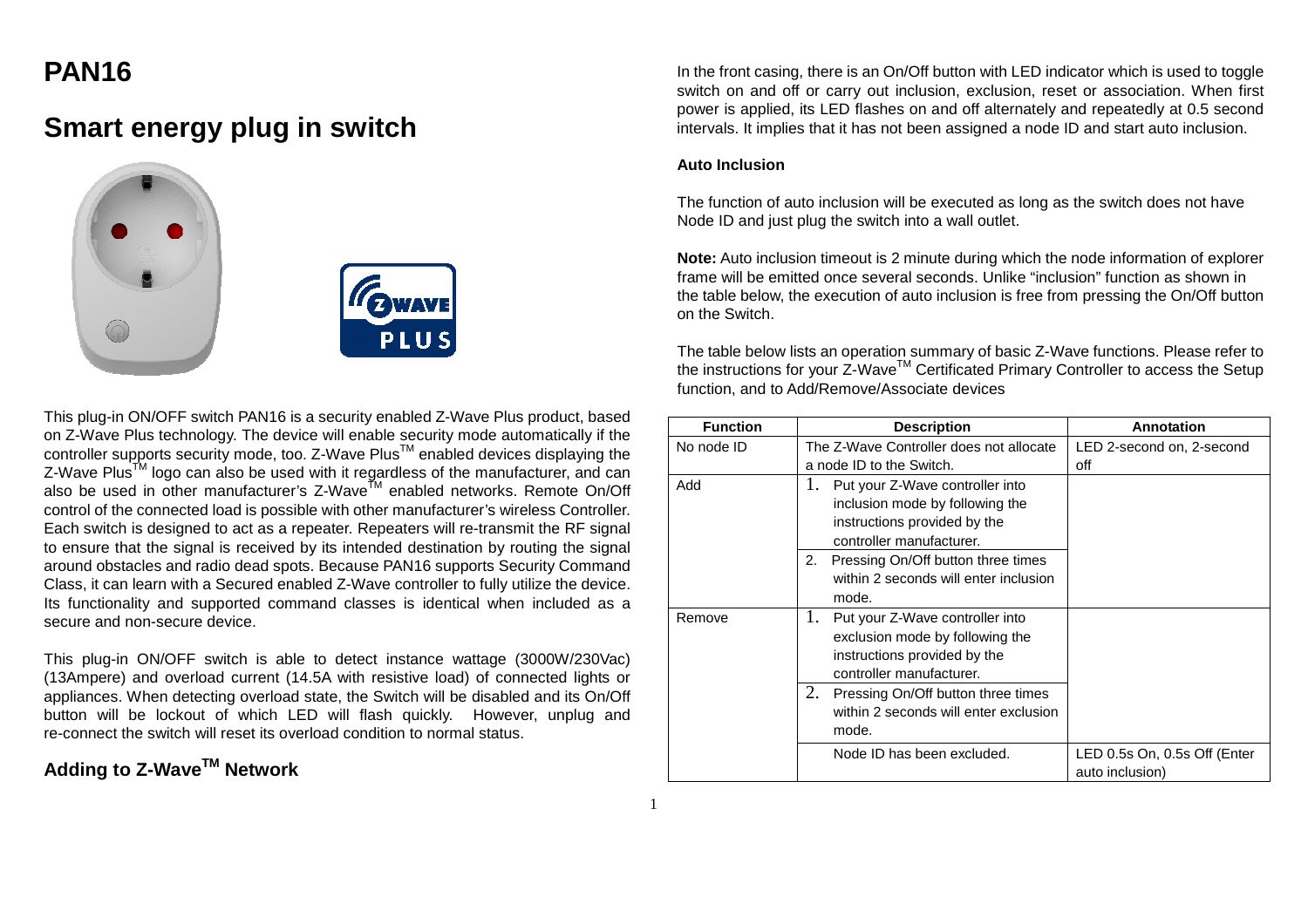# PAN16

# Smart energy plug in switch

This plug-in ON/OFF switch PAN16 is a security enabled Z-Wave Plus product, based on Z-Wave Plus technology. The device will enable security mode automatically if the controller supports security mode, too. Z-Wave Plus™ enabled devices displaying the Z-Wave Plus™ logo can also be used with it regardless of the manufacturer, and can also be used in other manufacturer's Z-Wave™ enabled networks. Remote On/Off control of the connected load is possible with other manufacturer's wireless Controller. Each switch is designed to act as a repeater. Repeaters will re-transmit the RF signal to ensure that the signal is received by its intended destination by routing the signal around obstacles and radio dead spots. Because PAN16 supports Security Command Class, it can learn with a Secured enabled Z-Wave controller to fully utilize the device. Its functionality and supported command classes is identical when included as a secure and non-secure device.

This plug-in ON/OFF switch is able to detect instance wattage (3000W/230Vac) (13Ampere) and overload current (14.5A with resistive load) of connected lights or appliances. When detecting overload state, the Switch will be disabled and its On/Off button will be lockout of which LED will flash quickly. However, unplug and re-connect the switch will reset its overload condition to normal status.

## Adding to Z-Wave™ Network

In the front casing, there is an On/Off button with LED indicator which is used to toggle switch on and off or carry out inclusion, exclusion, reset or association. When first power is applied, its LED flashes on and off alternately and repeatedly at 0.5 second intervals. It implies that it has not been assigned a node ID and start auto inclusion.

**Auto Inclusion**

The function of auto inclusion will be executed as long as the switch does not have Node ID and just plug the switch into a wall outlet.

**Note:** Auto inclusion timeout is 2 minute during which the node information of explorer frame will be emitted once several seconds. Unlike "inclusion" function as shown in the table below, the execution of auto inclusion is free from pressing the On/Off button on the Switch.

The table below lists an operation summary of basic Z-Wave functions. Please refer to the instructions for your Z-Wave™ Certificated Primary Controller to access the Setup function, and to Add/Remove/Associate devices

| Function | Description | Annotation |
|---|---|---|
| No node ID | The Z-Wave Controller does not allocate a node ID to the Switch. | LED 2-second on, 2-second off |
| Add | 1. Put your Z-Wave controller into inclusion mode by following the instructions provided by the controller manufacturer. | |
| | 2. Pressing On/Off button three times within 2 seconds will enter inclusion mode. | |
| Remove | 1. Put your Z-Wave controller into exclusion mode by following the instructions provided by the controller manufacturer. | |
| | 2. Pressing On/Off button three times within 2 seconds will enter exclusion mode. | |
| | Node ID has been excluded. | LED 0.5s On, 0.5s Off (Enter auto inclusion) |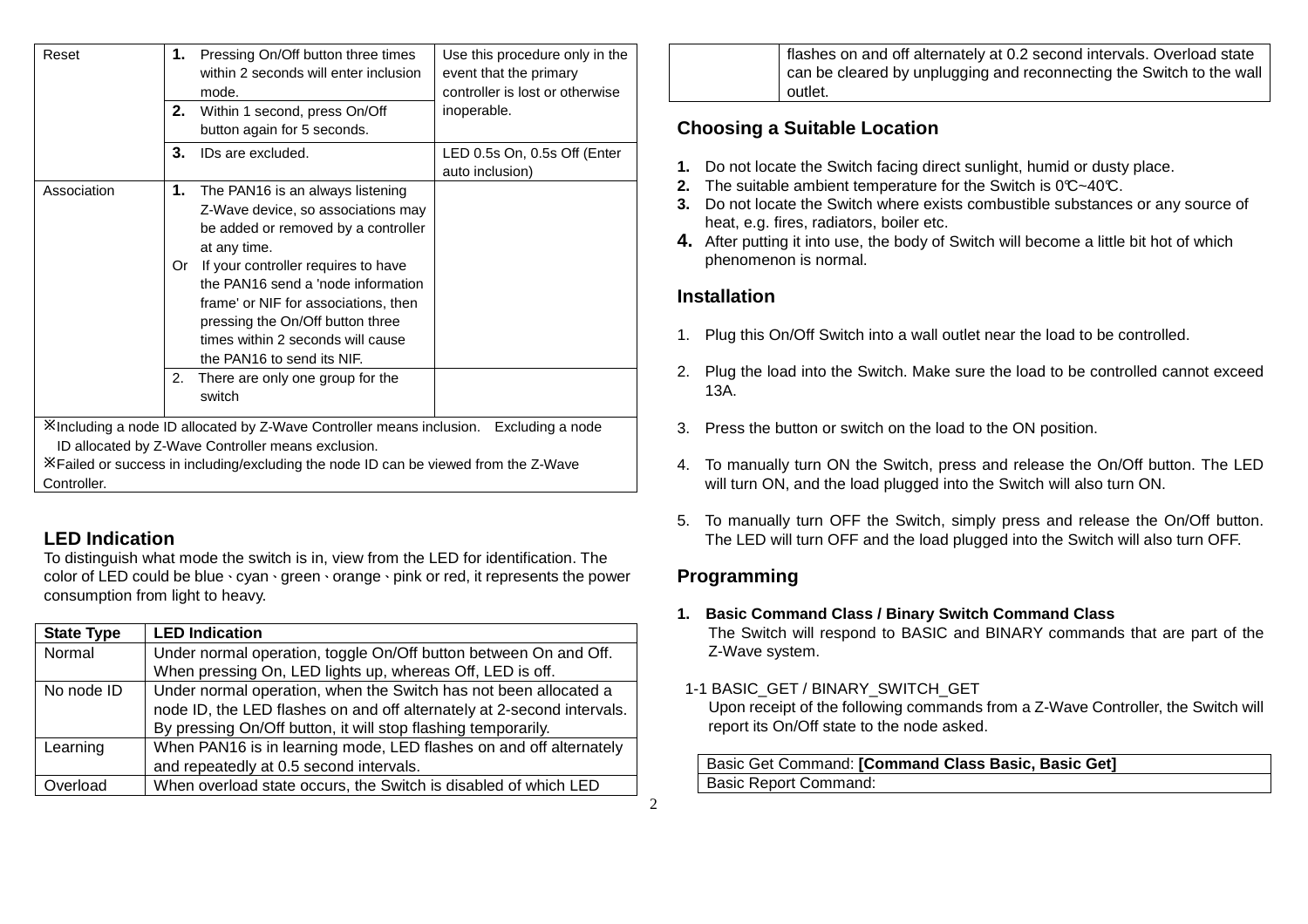| Reset | 1. Pressing On/Off button three times within 2 seconds will enter inclusion mode. | Use this procedure only in the event that the primary controller is lost or otherwise inoperable. |
|---|---|---|
| | 2. Within 1 second, press On/Off button again for 5 seconds. | |
| | 3. IDs are excluded. | LED 0.5s On, 0.5s Off (Enter auto inclusion) |
| Association | 1. The PAN16 is an always listening Z-Wave device, so associations may be added or removed by a controller at any time. Or If your controller requires to have the PAN16 send a 'node information frame' or NIF for associations, then pressing the On/Off button three times within 2 seconds will cause the PAN16 to send its NIF. | |
| | 2. There are only one group for the switch | |

※Including a node ID allocated by Z-Wave Controller means inclusion. Excluding a node ID allocated by Z-Wave Controller means exclusion.
※Failed or success in including/excluding the node ID can be viewed from the Z-Wave Controller.

## LED Indication

To distinguish what mode the switch is in, view from the LED for identification. The color of LED could be blue、cyan、green、orange、pink or red, it represents the power consumption from light to heavy.

| State Type | LED Indication |
|---|---|
| Normal | Under normal operation, toggle On/Off button between On and Off. When pressing On, LED lights up, whereas Off, LED is off. |
| No node ID | Under normal operation, when the Switch has not been allocated a node ID, the LED flashes on and off alternately at 2-second intervals. By pressing On/Off button, it will stop flashing temporarily. |
| Learning | When PAN16 is in learning mode, LED flashes on and off alternately and repeatedly at 0.5 second intervals. |
| Overload | When overload state occurs, the Switch is disabled of which LED flashes on and off alternately at 0.2 second intervals. Overload state can be cleared by unplugging and reconnecting the Switch to the wall outlet. |

## Choosing a Suitable Location

1. Do not locate the Switch facing direct sunlight, humid or dusty place.
2. The suitable ambient temperature for the Switch is 0℃~40℃.
3. Do not locate the Switch where exists combustible substances or any source of heat, e.g. fires, radiators, boiler etc.
4. After putting it into use, the body of Switch will become a little bit hot of which phenomenon is normal.

## Installation

1. Plug this On/Off Switch into a wall outlet near the load to be controlled.
2. Plug the load into the Switch. Make sure the load to be controlled cannot exceed 13A.
3. Press the button or switch on the load to the ON position.
4. To manually turn ON the Switch, press and release the On/Off button. The LED will turn ON, and the load plugged into the Switch will also turn ON.
5. To manually turn OFF the Switch, simply press and release the On/Off button. The LED will turn OFF and the load plugged into the Switch will also turn OFF.

## Programming

**1. Basic Command Class / Binary Switch Command Class**

The Switch will respond to BASIC and BINARY commands that are part of the Z-Wave system.

1-1 BASIC_GET / BINARY_SWITCH_GET

Upon receipt of the following commands from a Z-Wave Controller, the Switch will report its On/Off state to the node asked.

| Basic Get Command: **[Command Class Basic, Basic Get]** |
|---|
| Basic Report Command: |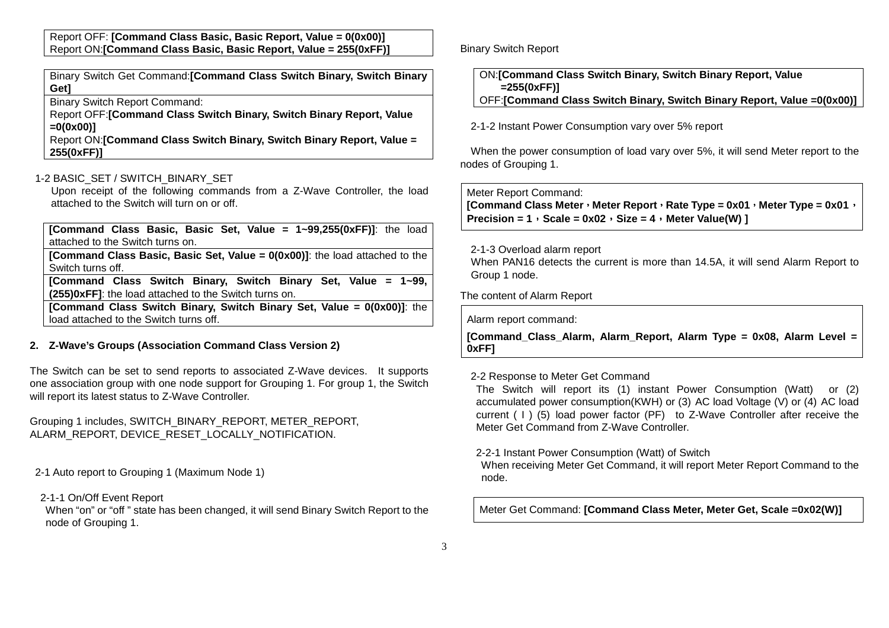| Report OFF: **[Command Class Basic, Basic Report, Value = 0(0x00)]** Report ON:**[Command Class Basic, Basic Report, Value = 255(0xFF)]** |
|---|

| Binary Switch Get Command:**[Command Class Switch Binary, Switch Binary Get]** |
|---|
| Binary Switch Report Command: Report OFF:**[Command Class Switch Binary, Switch Binary Report, Value =0(0x00)]** Report ON:**[Command Class Switch Binary, Switch Binary Report, Value = 255(0xFF)]** |

1-2 BASIC_SET / SWITCH_BINARY_SET

Upon receipt of the following commands from a Z-Wave Controller, the load attached to the Switch will turn on or off.

| **[Command Class Basic, Basic Set, Value = 1~99,255(0xFF)]**: the load attached to the Switch turns on. |
|---|
| **[Command Class Basic, Basic Set, Value = 0(0x00)]**: the load attached to the Switch turns off. |
| **[Command Class Switch Binary, Switch Binary Set, Value = 1~99, (255)0xFF]**: the load attached to the Switch turns on. |
| **[Command Class Switch Binary, Switch Binary Set, Value = 0(0x00)]**: the load attached to the Switch turns off. |

## 2. Z-Wave's Groups (Association Command Class Version 2)

The Switch can be set to send reports to associated Z-Wave devices. It supports one association group with one node support for Grouping 1. For group 1, the Switch will report its latest status to Z-Wave Controller.

Grouping 1 includes, SWITCH_BINARY_REPORT, METER_REPORT, ALARM_REPORT, DEVICE_RESET_LOCALLY_NOTIFICATION.

2-1 Auto report to Grouping 1 (Maximum Node 1)

2-1-1 On/Off Event Report

When "on" or "off " state has been changed, it will send Binary Switch Report to the node of Grouping 1.

Binary Switch Report

| ON:**[Command Class Switch Binary, Switch Binary Report, Value =255(0xFF)]** OFF:**[Command Class Switch Binary, Switch Binary Report, Value =0(0x00)]** |
|---|

2-1-2 Instant Power Consumption vary over 5% report

When the power consumption of load vary over 5%, it will send Meter report to the nodes of Grouping 1.

| Meter Report Command: **[Command Class Meter，Meter Report，Rate Type = 0x01，Meter Type = 0x01，Precision = 1，Scale = 0x02，Size = 4，Meter Value(W) ]** |
|---|

2-1-3 Overload alarm report

When PAN16 detects the current is more than 14.5A, it will send Alarm Report to Group 1 node.

The content of Alarm Report

| Alarm report command: **[Command_Class_Alarm, Alarm_Report, Alarm Type = 0x08, Alarm Level = 0xFF]** |
|---|

2-2 Response to Meter Get Command

The Switch will report its (1) instant Power Consumption (Watt) or (2) accumulated power consumption(KWH) or (3) AC load Voltage (V) or (4) AC load current ( I ) (5) load power factor (PF) to Z-Wave Controller after receive the Meter Get Command from Z-Wave Controller.

2-2-1 Instant Power Consumption (Watt) of Switch

When receiving Meter Get Command, it will report Meter Report Command to the node.

| Meter Get Command: **[Command Class Meter, Meter Get, Scale =0x02(W)]** |
|---|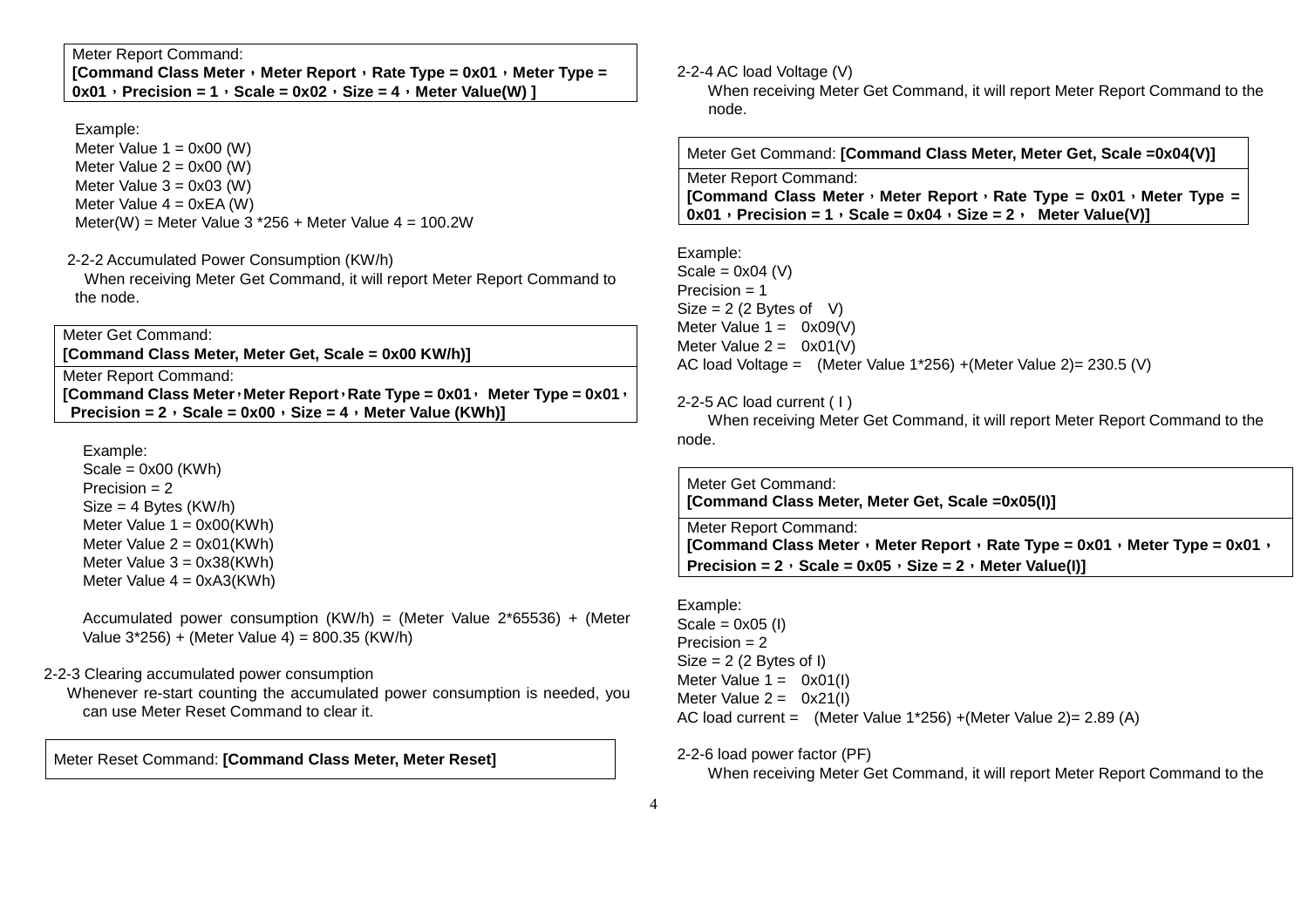| Meter Report Command: **[Command Class Meter，Meter Report，Rate Type = 0x01，Meter Type = 0x01，Precision = 1，Scale = 0x02，Size = 4，Meter Value(W) ]** |
|---|

Example:
Meter Value 1 = 0x00 (W)
Meter Value 2 = 0x00 (W)
Meter Value 3 = 0x03 (W)
Meter Value 4 = 0xEA (W)
Meter(W) = Meter Value 3 *256 + Meter Value 4 = 100.2W

### 2-2-2 Accumulated Power Consumption (KW/h)

When receiving Meter Get Command, it will report Meter Report Command to the node.

| Meter Get Command: **[Command Class Meter, Meter Get, Scale = 0x00 KW/h)]** |
|---|
| Meter Report Command: **[Command Class Meter，Meter Report，Rate Type = 0x01， Meter Type = 0x01，Precision = 2，Scale = 0x00，Size = 4，Meter Value (KWh)]** |

Example:
Scale = 0x00 (KWh)
Precision = 2
Size = 4 Bytes (KW/h)
Meter Value 1 = 0x00(KWh)
Meter Value 2 = 0x01(KWh)
Meter Value 3 = 0x38(KWh)
Meter Value 4 = 0xA3(KWh)

Accumulated power consumption (KW/h) = (Meter Value 2*65536) + (Meter Value 3*256) + (Meter Value 4) = 800.35 (KW/h)

### 2-2-3 Clearing accumulated power consumption

Whenever re-start counting the accumulated power consumption is needed, you can use Meter Reset Command to clear it.

| Meter Reset Command: **[Command Class Meter, Meter Reset]** |
|---|

### 2-2-4 AC load Voltage (V)

When receiving Meter Get Command, it will report Meter Report Command to the node.

| Meter Get Command: **[Command Class Meter, Meter Get, Scale =0x04(V)]** |
|---|
| Meter Report Command: **[Command Class Meter，Meter Report，Rate Type = 0x01，Meter Type = 0x01，Precision = 1，Scale = 0x04，Size = 2， Meter Value(V)]** |

Example:
Scale = 0x04 (V)
Precision = 1
Size = 2 (2 Bytes of V)
Meter Value 1 = 0x09(V)
Meter Value 2 = 0x01(V)
AC load Voltage = (Meter Value 1*256) +(Meter Value 2)= 230.5 (V)

### 2-2-5 AC load current ( I )

When receiving Meter Get Command, it will report Meter Report Command to the node.

| Meter Get Command: **[Command Class Meter, Meter Get, Scale =0x05(I)]** |
|---|
| Meter Report Command: **[Command Class Meter，Meter Report，Rate Type = 0x01，Meter Type = 0x01，Precision = 2，Scale = 0x05，Size = 2，Meter Value(I)]** |

Example:
Scale = 0x05 (I)
Precision = 2
Size = 2 (2 Bytes of I)
Meter Value 1 = 0x01(I)
Meter Value 2 = 0x21(I)
AC load current = (Meter Value 1*256) +(Meter Value 2)= 2.89 (A)

### 2-2-6 load power factor (PF)

When receiving Meter Get Command, it will report Meter Report Command to the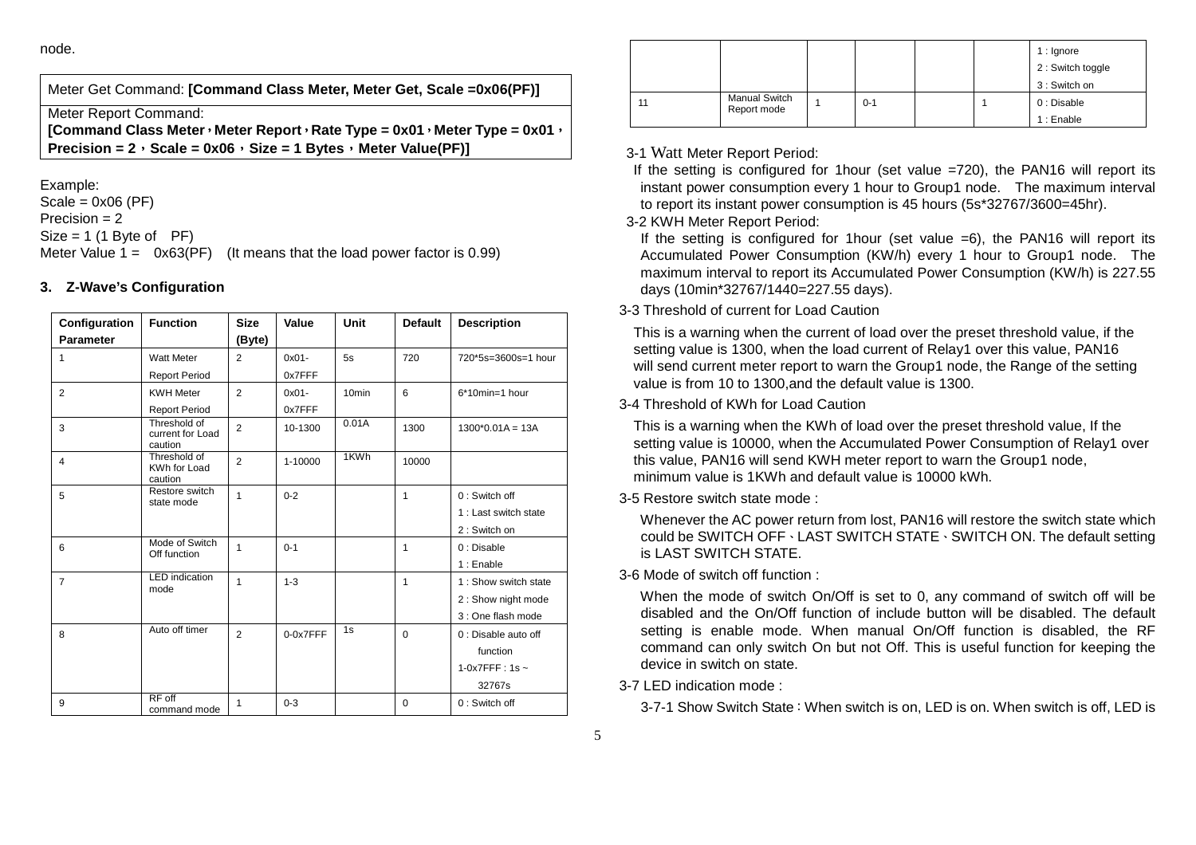node.

| Meter Get Command: **[Command Class Meter, Meter Get, Scale =0x06(PF)]** |
|---|
| Meter Report Command: **[Command Class Meter，Meter Report，Rate Type = 0x01，Meter Type = 0x01，Precision = 2，Scale = 0x06，Size = 1 Bytes，Meter Value(PF)]** |

Example:
Scale = 0x06 (PF)
Precision = 2
Size = 1 (1 Byte of PF)
Meter Value 1 = 0x63(PF) (It means that the load power factor is 0.99)

### 3. Z-Wave's Configuration

| Configuration Parameter | Function | Size (Byte) | Value | Unit | Default | Description |
|---|---|---|---|---|---|---|
| 1 | Watt Meter Report Period | 2 | 0x01-0x7FFF | 5s | 720 | 720*5s=3600s=1 hour |
| 2 | KWH Meter Report Period | 2 | 0x01-0x7FFF | 10min | 6 | 6*10min=1 hour |
| 3 | Threshold of current for Load caution | 2 | 10-1300 | 0.01A | 1300 | 1300*0.01A = 13A |
| 4 | Threshold of KWh for Load caution | 2 | 1-10000 | 1KWh | 10000 | |
| 5 | Restore switch state mode | 1 | 0-2 | | 1 | 0 : Switch off<br>1 : Last switch state<br>2 : Switch on |
| 6 | Mode of Switch Off function | 1 | 0-1 | | 1 | 0 : Disable<br>1 : Enable |
| 7 | LED indication mode | 1 | 1-3 | | 1 | 1 : Show switch state<br>2 : Show night mode<br>3 : One flash mode |
| 8 | Auto off timer | 2 | 0-0x7FFF | 1s | 0 | 0 : Disable auto off function<br>1-0x7FFF : 1s ~ 32767s |
| 9 | RF off command mode | 1 | 0-3 | | 0 | 0 : Switch off<br>1 : Ignore<br>2 : Switch toggle<br>3 : Switch on |
| 11 | Manual Switch Report mode | 1 | 0-1 | | 1 | 0 : Disable<br>1 : Enable |

3-1 Watt Meter Report Period:

If the setting is configured for 1hour (set value =720), the PAN16 will report its instant power consumption every 1 hour to Group1 node. The maximum interval to report its instant power consumption is 45 hours (5s*32767/3600=45hr).

3-2 KWH Meter Report Period:

If the setting is configured for 1hour (set value =6), the PAN16 will report its Accumulated Power Consumption (KW/h) every 1 hour to Group1 node. The maximum interval to report its Accumulated Power Consumption (KW/h) is 227.55 days (10min*32767/1440=227.55 days).

3-3 Threshold of current for Load Caution

This is a warning when the current of load over the preset threshold value, if the setting value is 1300, when the load current of Relay1 over this value, PAN16 will send current meter report to warn the Group1 node, the Range of the setting value is from 10 to 1300,and the default value is 1300.

3-4 Threshold of KWh for Load Caution

This is a warning when the KWh of load over the preset threshold value, If the setting value is 10000, when the Accumulated Power Consumption of Relay1 over this value, PAN16 will send KWH meter report to warn the Group1 node, minimum value is 1KWh and default value is 10000 kWh.

3-5 Restore switch state mode :

Whenever the AC power return from lost, PAN16 will restore the switch state which could be SWITCH OFF、LAST SWITCH STATE、SWITCH ON. The default setting is LAST SWITCH STATE.

3-6 Mode of switch off function :

When the mode of switch On/Off is set to 0, any command of switch off will be disabled and the On/Off function of include button will be disabled. The default setting is enable mode. When manual On/Off function is disabled, the RF command can only switch On but not Off. This is useful function for keeping the device in switch on state.

3-7 LED indication mode :

3-7-1 Show Switch State：When switch is on, LED is on. When switch is off, LED is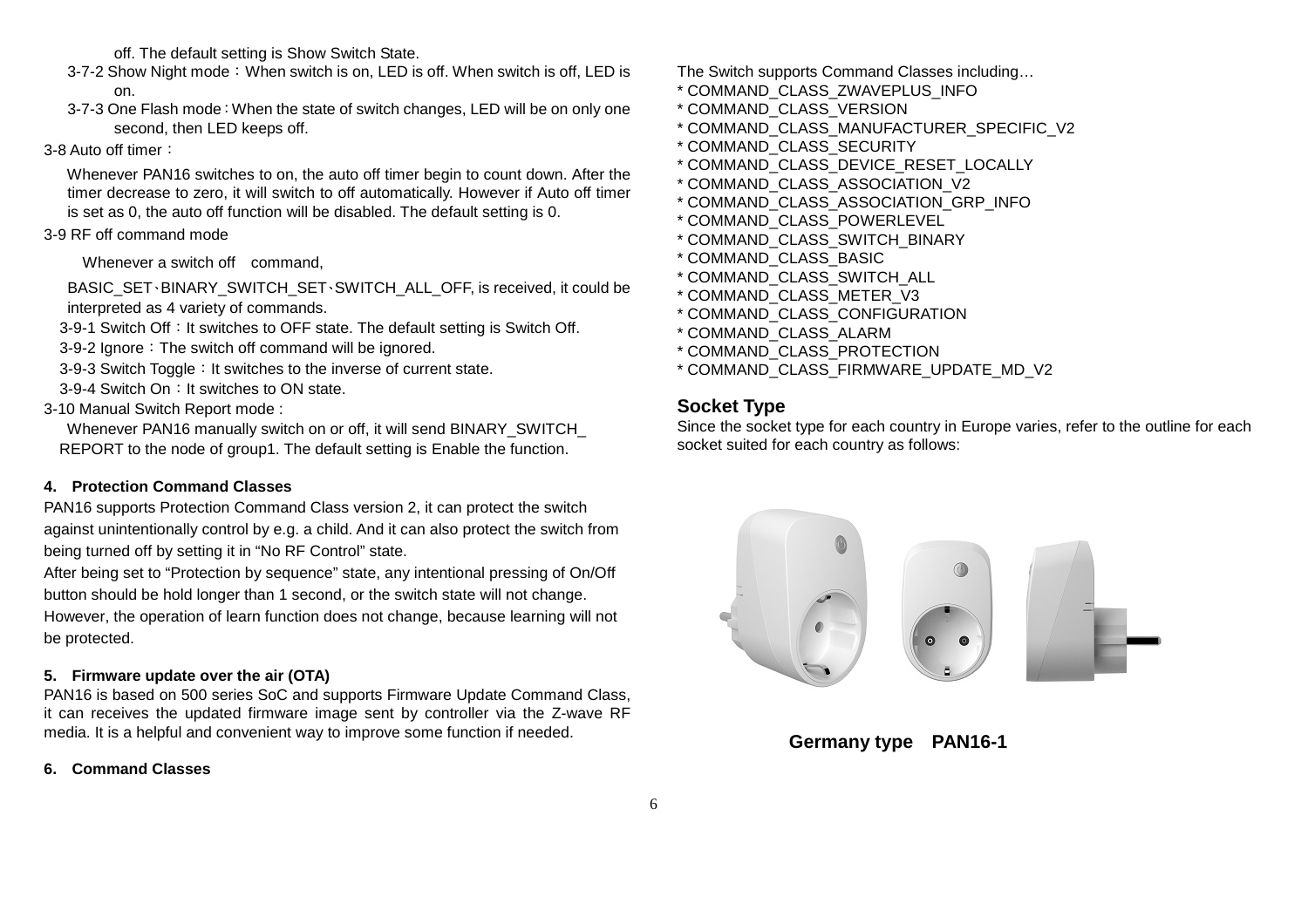off. The default setting is Show Switch State.

3-7-2 Show Night mode：When switch is on, LED is off. When switch is off, LED is on.

3-7-3 One Flash mode：When the state of switch changes, LED will be on only one second, then LED keeps off.

3-8 Auto off timer：

Whenever PAN16 switches to on, the auto off timer begin to count down. After the timer decrease to zero, it will switch to off automatically. However if Auto off timer is set as 0, the auto off function will be disabled. The default setting is 0.

3-9 RF off command mode

Whenever a switch off command, BASIC_SET、BINARY_SWITCH_SET、SWITCH_ALL_OFF, is received, it could be interpreted as 4 variety of commands.

3-9-1 Switch Off：It switches to OFF state. The default setting is Switch Off.

3-9-2 Ignore：The switch off command will be ignored.

3-9-3 Switch Toggle：It switches to the inverse of current state.

3-9-4 Switch On：It switches to ON state.

3-10 Manual Switch Report mode :

Whenever PAN16 manually switch on or off, it will send BINARY_SWITCH_REPORT to the node of group1. The default setting is Enable the function.

**4. Protection Command Classes**

PAN16 supports Protection Command Class version 2, it can protect the switch against unintentionally control by e.g. a child. And it can also protect the switch from being turned off by setting it in "No RF Control" state.

After being set to "Protection by sequence" state, any intentional pressing of On/Off button should be hold longer than 1 second, or the switch state will not change. However, the operation of learn function does not change, because learning will not be protected.

**5. Firmware update over the air (OTA)**

PAN16 is based on 500 series SoC and supports Firmware Update Command Class, it can receives the updated firmware image sent by controller via the Z-wave RF media. It is a helpful and convenient way to improve some function if needed.

**6. Command Classes**

The Switch supports Command Classes including…

* COMMAND_CLASS_ZWAVEPLUS_INFO
* COMMAND_CLASS_VERSION
* COMMAND_CLASS_MANUFACTURER_SPECIFIC_V2
* COMMAND_CLASS_SECURITY
* COMMAND_CLASS_DEVICE_RESET_LOCALLY
* COMMAND_CLASS_ASSOCIATION_V2
* COMMAND_CLASS_ASSOCIATION_GRP_INFO
* COMMAND_CLASS_POWERLEVEL
* COMMAND_CLASS_SWITCH_BINARY
* COMMAND_CLASS_BASIC
* COMMAND_CLASS_SWITCH_ALL
* COMMAND_CLASS_METER_V3
* COMMAND_CLASS_CONFIGURATION
* COMMAND_CLASS_ALARM
* COMMAND_CLASS_PROTECTION
* COMMAND_CLASS_FIRMWARE_UPDATE_MD_V2

## Socket Type

Since the socket type for each country in Europe varies, refer to the outline for each socket suited for each country as follows:

**Germany type PAN16-1**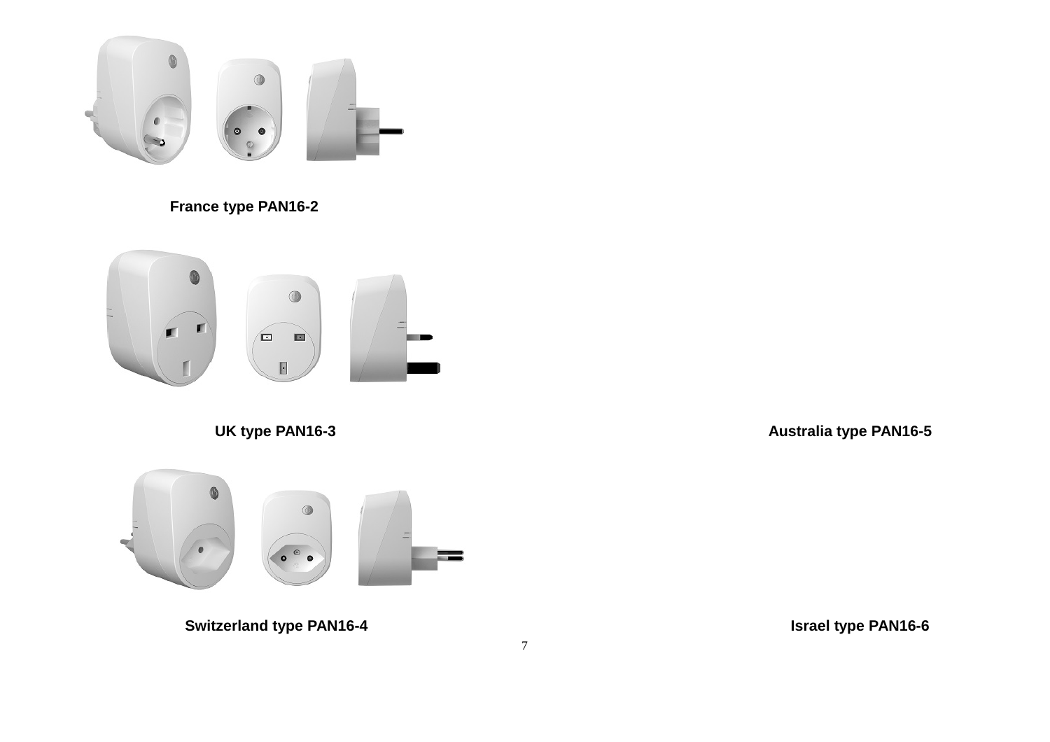France type PAN16-2

UK type PAN16-3

Australia type PAN16-5

Switzerland type PAN16-4

Israel type PAN16-6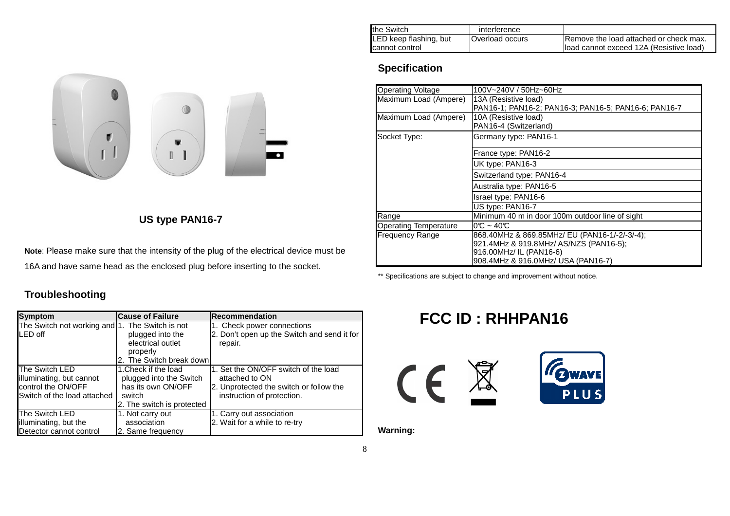US type PAN16-7

**Note**: Please make sure that the intensity of the plug of the electrical device must be 16A and have same head as the enclosed plug before inserting to the socket.

## Troubleshooting

| Symptom | Cause of Failure | Recommendation |
|---|---|---|
| The Switch not working and LED off | 1. The Switch is not plugged into the electrical outlet properly<br>2. The Switch break down | 1. Check power connections<br>2. Don't open up the Switch and send it for repair. |
| The Switch LED illuminating, but cannot control the ON/OFF Switch of the load attached | 1.Check if the load plugged into the Switch has its own ON/OFF switch<br>2. The switch is protected | 1. Set the ON/OFF switch of the load attached to ON<br>2. Unprotected the switch or follow the instruction of protection. |
| The Switch LED illuminating, but the Detector cannot control the Switch | 1. Not carry out association<br>2. Same frequency interference | 1. Carry out association<br>2. Wait for a while to re-try |
| LED keep flashing, but cannot control | Overload occurs | Remove the load attached or check max. load cannot exceed 12A (Resistive load) |

## Specification

| | |
|---|---|
| Operating Voltage | 100V~240V / 50Hz~60Hz |
| Maximum Load (Ampere) | 13A (Resistive load)<br>PAN16-1; PAN16-2; PAN16-3; PAN16-5; PAN16-6; PAN16-7 |
| Maximum Load (Ampere) | 10A (Resistive load)<br>PAN16-4 (Switzerland) |
| Socket Type: | Germany type: PAN16-1 |
| | France type: PAN16-2 |
| | UK type: PAN16-3 |
| | Switzerland type: PAN16-4 |
| | Australia type: PAN16-5 |
| | Israel type: PAN16-6 |
| | US type: PAN16-7 |
| Range | Minimum 40 m in door 100m outdoor line of sight |
| Operating Temperature | 0℃ ~ 40℃ |
| Frequency Range | 868.40MHz & 869.85MHz/ EU (PAN16-1/-2/-3/-4);<br>921.4MHz & 919.8MHz/ AS/NZS (PAN16-5);<br>916.00MHz/ IL (PAN16-6)<br>908.4MHz & 916.0MHz/ USA (PAN16-7) |

** Specifications are subject to change and improvement without notice.

# FCC ID : RHHPAN16

**Warning:**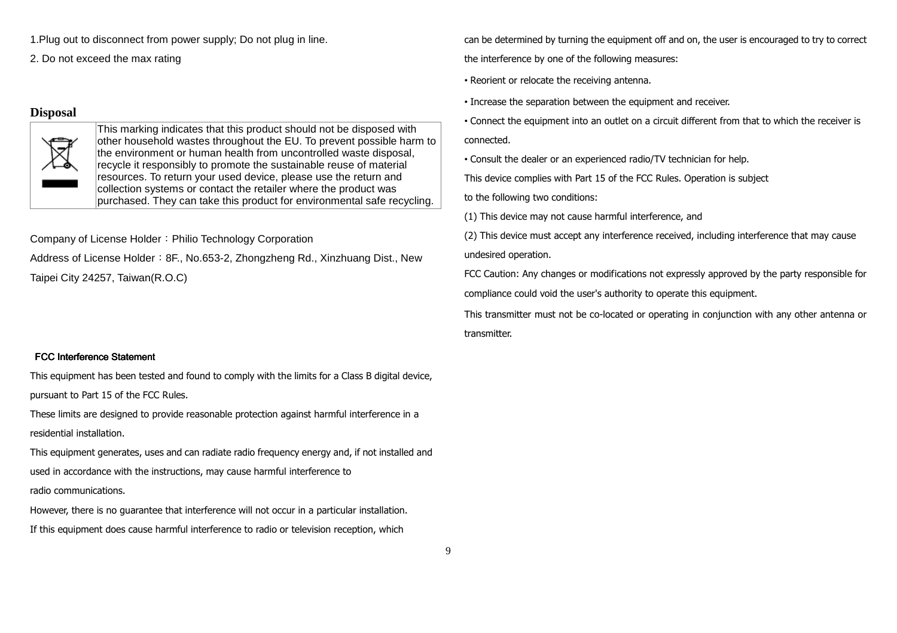1.Plug out to disconnect from power supply; Do not plug in line.

2. Do not exceed the max rating

## Disposal

| | |
|---|---|
| | This marking indicates that this product should not be disposed with other household wastes throughout the EU. To prevent possible harm to the environment or human health from uncontrolled waste disposal, recycle it responsibly to promote the sustainable reuse of material resources. To return your used device, please use the return and collection systems or contact the retailer where the product was purchased. They can take this product for environmental safe recycling. |

Company of License Holder：Philio Technology Corporation

Address of License Holder：8F., No.653-2, Zhongzheng Rd., Xinzhuang Dist., New Taipei City 24257, Taiwan(R.O.C)

**FCC Interference Statement**

This equipment has been tested and found to comply with the limits for a Class B digital device, pursuant to Part 15 of the FCC Rules.

These limits are designed to provide reasonable protection against harmful interference in a residential installation.

This equipment generates, uses and can radiate radio frequency energy and, if not installed and used in accordance with the instructions, may cause harmful interference to radio communications.

However, there is no guarantee that interference will not occur in a particular installation.

If this equipment does cause harmful interference to radio or television reception, which can be determined by turning the equipment off and on, the user is encouraged to try to correct the interference by one of the following measures:

• Reorient or relocate the receiving antenna.

• Increase the separation between the equipment and receiver.

• Connect the equipment into an outlet on a circuit different from that to which the receiver is connected.

• Consult the dealer or an experienced radio/TV technician for help.

This device complies with Part 15 of the FCC Rules. Operation is subject to the following two conditions:

(1) This device may not cause harmful interference, and

(2) This device must accept any interference received, including interference that may cause undesired operation.

FCC Caution: Any changes or modifications not expressly approved by the party responsible for compliance could void the user's authority to operate this equipment.

This transmitter must not be co-located or operating in conjunction with any other antenna or transmitter.